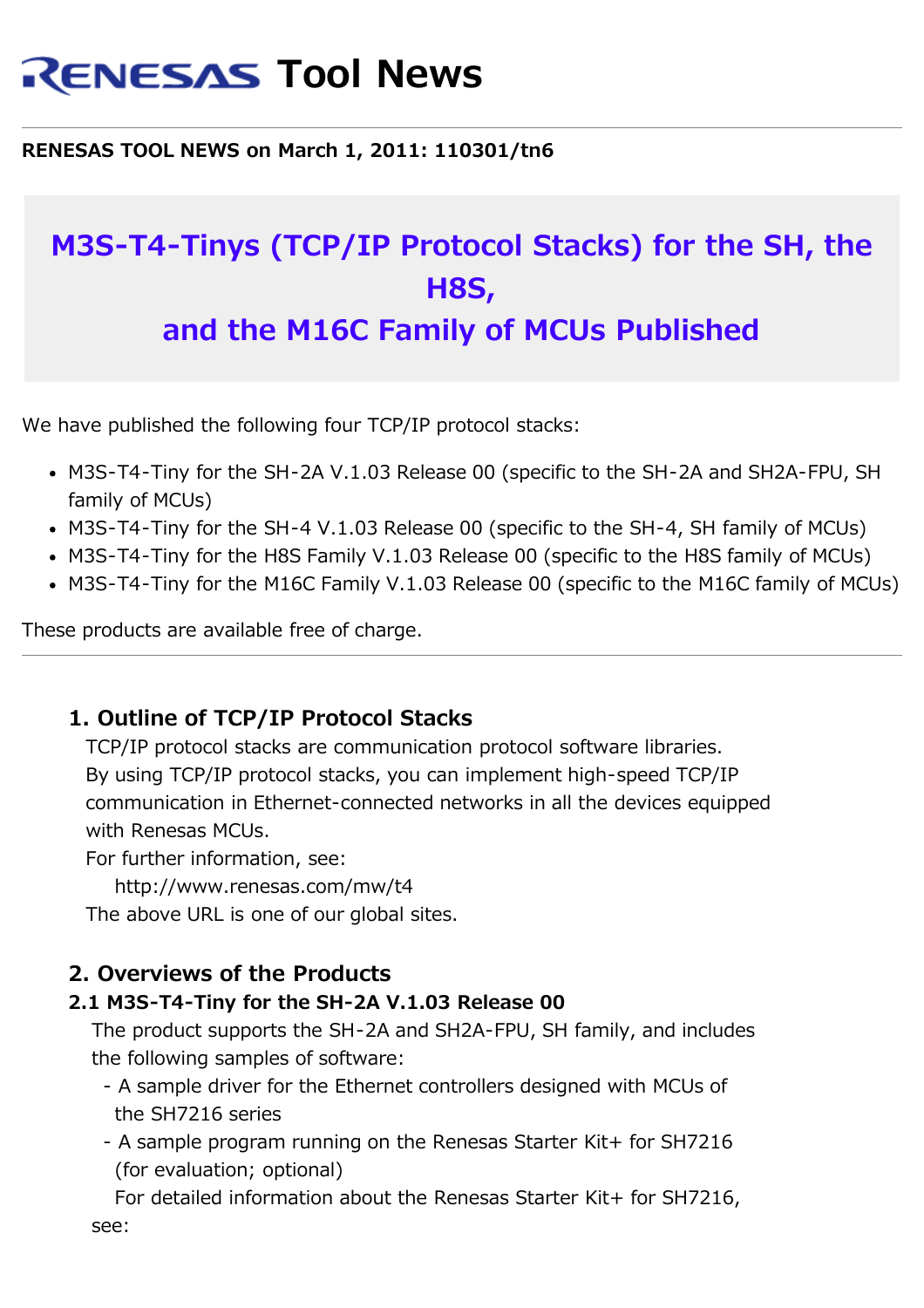# RENESAS Tool News

**RENESAS TOOL NEWS on March 1, 2011: 110301/tn6**

## M3S-T4-Tinys (TCP/IP Protocol Stacks) for the SH, the H8S, and the M16C Family of MCUs Published

We have published the following four TCP/IP protocol stacks:

- M3S-T4-Tiny for the SH-2A V.1.03 Release 00 (specific to the SH-2A and SH2A-FPU, SH family of MCUs)
- M3S-T4-Tiny for the SH-4 V.1.03 Release 00 (specific to the SH-4, SH family of MCUs)
- M3S-T4-Tiny for the H8S Family V.1.03 Release 00 (specific to the H8S family of MCUs)
- M3S-T4-Tiny for the M16C Family V.1.03 Release 00 (specific to the M16C family of MCUs)

These products are available free of charge.

---

### 1. Outline of TCP/IP Protocol Stacks

TCP/IP protocol stacks are communication protocol software libraries.
By using TCP/IP protocol stacks, you can implement high-speed TCP/IP communication in Ethernet-connected networks in all the devices equipped with Renesas MCUs.
For further information, see:
http://www.renesas.com/mw/t4
The above URL is one of our global sites.

### 2. Overviews of the Products

#### 2.1 M3S-T4-Tiny for the SH-2A V.1.03 Release 00

The product supports the SH-2A and SH2A-FPU, SH family, and includes the following samples of software:

- A sample driver for the Ethernet controllers designed with MCUs of the SH7216 series
- A sample program running on the Renesas Starter Kit+ for SH7216 (for evaluation; optional)

For detailed information about the Renesas Starter Kit+ for SH7216, see: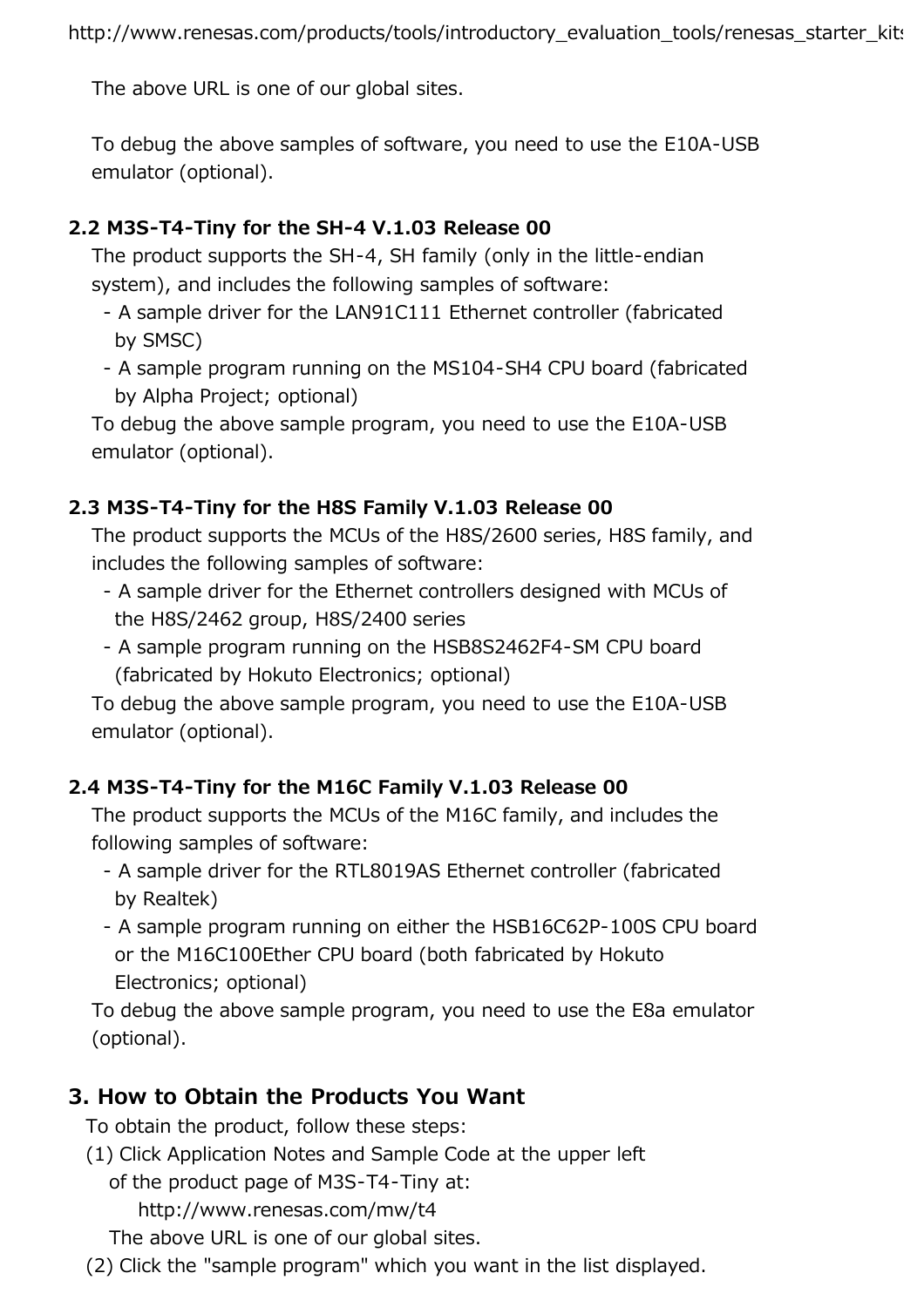http://www.renesas.com/products/tools/introductory_evaluation_tools/renesas_starter_kits

The above URL is one of our global sites.

To debug the above samples of software, you need to use the E10A-USB emulator (optional).

### 2.2 M3S-T4-Tiny for the SH-4 V.1.03 Release 00

The product supports the SH-4, SH family (only in the little-endian system), and includes the following samples of software:

- A sample driver for the LAN91C111 Ethernet controller (fabricated by SMSC)
- A sample program running on the MS104-SH4 CPU board (fabricated by Alpha Project; optional)

To debug the above sample program, you need to use the E10A-USB emulator (optional).

### 2.3 M3S-T4-Tiny for the H8S Family V.1.03 Release 00

The product supports the MCUs of the H8S/2600 series, H8S family, and includes the following samples of software:

- A sample driver for the Ethernet controllers designed with MCUs of the H8S/2462 group, H8S/2400 series
- A sample program running on the HSB8S2462F4-SM CPU board (fabricated by Hokuto Electronics; optional)

To debug the above sample program, you need to use the E10A-USB emulator (optional).

### 2.4 M3S-T4-Tiny for the M16C Family V.1.03 Release 00

The product supports the MCUs of the M16C family, and includes the following samples of software:

- A sample driver for the RTL8019AS Ethernet controller (fabricated by Realtek)
- A sample program running on either the HSB16C62P-100S CPU board or the M16C100Ether CPU board (both fabricated by Hokuto Electronics; optional)

To debug the above sample program, you need to use the E8a emulator (optional).

## 3. How to Obtain the Products You Want

To obtain the product, follow these steps:

(1) Click Application Notes and Sample Code at the upper left of the product page of M3S-T4-Tiny at:

http://www.renesas.com/mw/t4

The above URL is one of our global sites.

(2) Click the "sample program" which you want in the list displayed.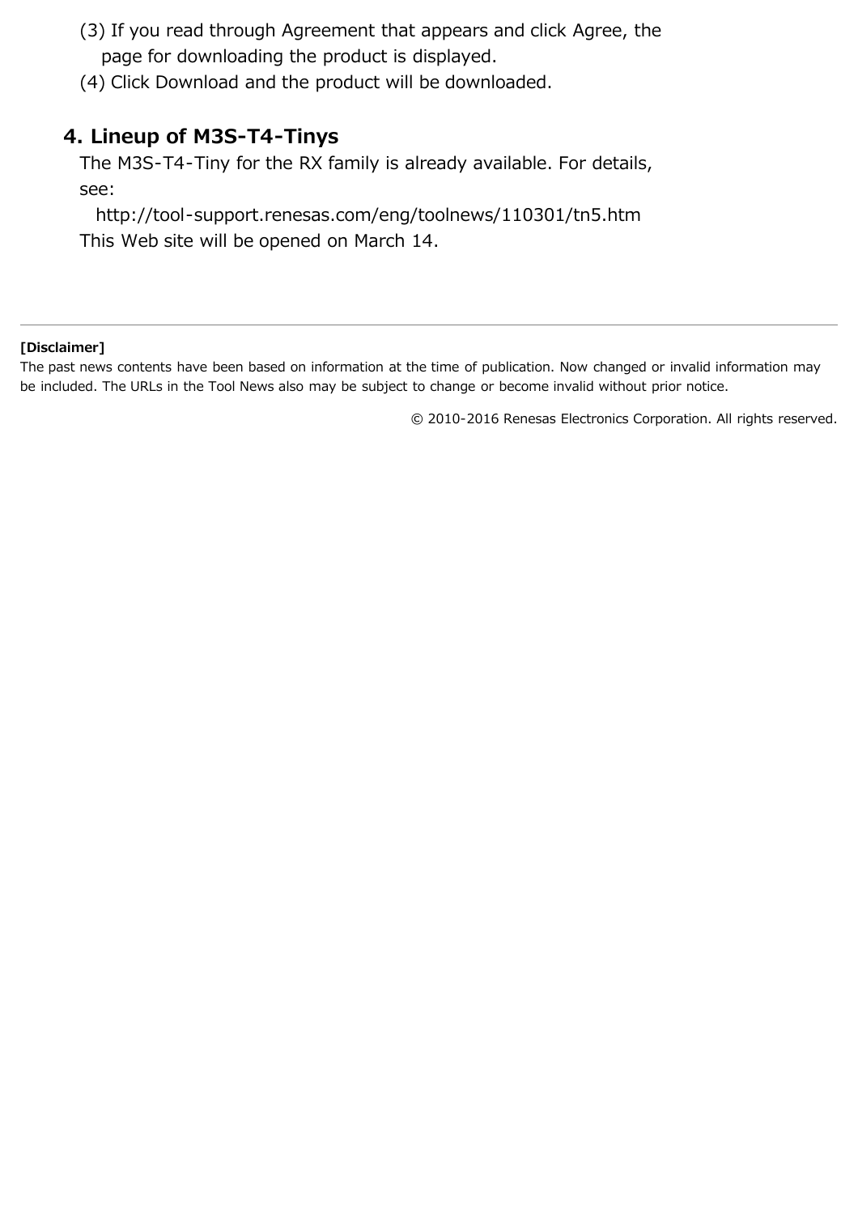(3) If you read through Agreement that appears and click Agree, the page for downloading the product is displayed.

(4) Click Download and the product will be downloaded.

## 4. Lineup of M3S-T4-Tinys

The M3S-T4-Tiny for the RX family is already available. For details, see:

http://tool-support.renesas.com/eng/toolnews/110301/tn5.htm

This Web site will be opened on March 14.

---

**[Disclaimer]**

The past news contents have been based on information at the time of publication. Now changed or invalid information may be included. The URLs in the Tool News also may be subject to change or become invalid without prior notice.

© 2010-2016 Renesas Electronics Corporation. All rights reserved.